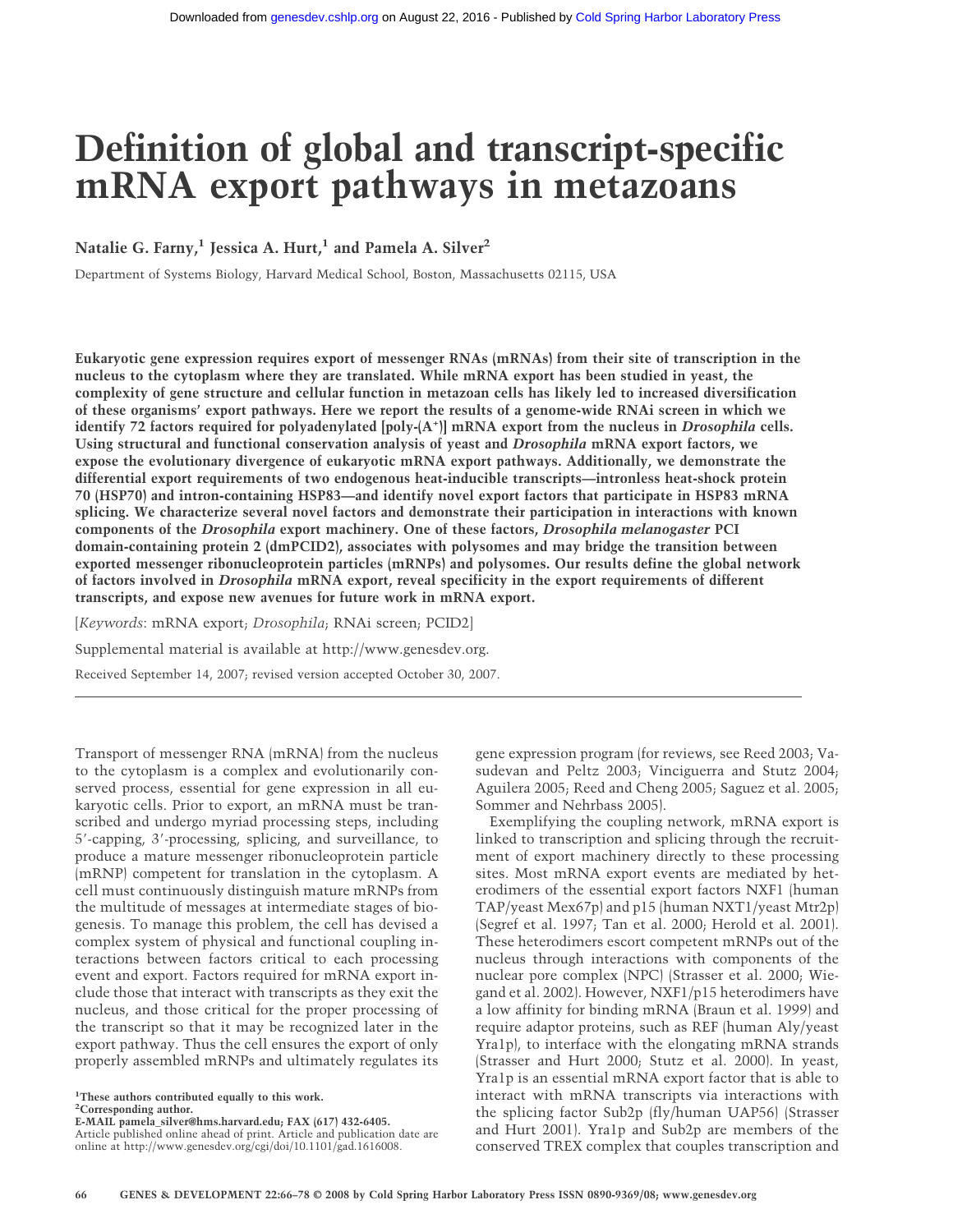# Definition of global and transcript-specific mRNA export pathways in metazoans

**Natalie G. Farny,[1] Jessica A. Hurt,[1] and Pamela A. Silver[2]**

Department of Systems Biology, Harvard Medical School, Boston, Massachusetts 02115, USA

**Eukaryotic gene expression requires export of messenger RNAs (mRNAs) from their site of transcription in the nucleus to the cytoplasm where they are translated. While mRNA export has been studied in yeast, the complexity of gene structure and cellular function in metazoan cells has likely led to increased diversification of these organisms' export pathways. Here we report the results of a genome-wide RNAi screen in which we identify 72 factors required for polyadenylated [poly-(A⁺)] mRNA export from the nucleus in *Drosophila* cells. Using structural and functional conservation analysis of yeast and *Drosophila* mRNA export factors, we expose the evolutionary divergence of eukaryotic mRNA export pathways. Additionally, we demonstrate the differential export requirements of two endogenous heat-inducible transcripts—intronless heat-shock protein 70 (HSP70) and intron-containing HSP83—and identify novel export factors that participate in HSP83 mRNA splicing. We characterize several novel factors and demonstrate their participation in interactions with known components of the *Drosophila* export machinery. One of these factors, *Drosophila melanogaster* PCI domain-containing protein 2 (dmPCID2), associates with polysomes and may bridge the transition between exported messenger ribonucleoprotein particles (mRNPs) and polysomes. Our results define the global network of factors involved in *Drosophila* mRNA export, reveal specificity in the export requirements of different transcripts, and expose new avenues for future work in mRNA export.**

[*Keywords*: mRNA export; *Drosophila*; RNAi screen; PCID2]

Supplemental material is available at http://www.genesdev.org.

Received September 14, 2007; revised version accepted October 30, 2007.

---

Transport of messenger RNA (mRNA) from the nucleus to the cytoplasm is a complex and evolutionarily conserved process, essential for gene expression in all eukaryotic cells. Prior to export, an mRNA must be transcribed and undergo myriad processing steps, including 5′-capping, 3′-processing, splicing, and surveillance, to produce a mature messenger ribonucleoprotein particle (mRNP) competent for translation in the cytoplasm. A cell must continuously distinguish mature mRNPs from the multitude of messages at intermediate stages of biogenesis. To manage this problem, the cell has devised a complex system of physical and functional coupling interactions between factors critical to each processing event and export. Factors required for mRNA export include those that interact with transcripts as they exit the nucleus, and those critical for the proper processing of the transcript so that it may be recognized later in the export pathway. Thus the cell ensures the export of only properly assembled mRNPs and ultimately regulates its gene expression program (for reviews, see Reed 2003; Vasudevan and Peltz 2003; Vinciguerra and Stutz 2004; Aguilera 2005; Reed and Cheng 2005; Saguez et al. 2005; Sommer and Nehrbass 2005).

Exemplifying the coupling network, mRNA export is linked to transcription and splicing through the recruitment of export machinery directly to these processing sites. Most mRNA export events are mediated by heterodimers of the essential export factors NXF1 (human TAP/yeast Mex67p) and p15 (human NXT1/yeast Mtr2p) (Segref et al. 1997; Tan et al. 2000; Herold et al. 2001). These heterodimers escort competent mRNPs out of the nucleus through interactions with components of the nuclear pore complex (NPC) (Strasser et al. 2000; Wiegand et al. 2002). However, NXF1/p15 heterodimers have a low affinity for binding mRNA (Braun et al. 1999) and require adaptor proteins, such as REF (human Aly/yeast Yra1p), to interface with the elongating mRNA strands (Strasser and Hurt 2000; Stutz et al. 2000). In yeast, Yra1p is an essential mRNA export factor that is able to interact with mRNA transcripts via interactions with the splicing factor Sub2p (fly/human UAP56) (Strasser and Hurt 2001). Yra1p and Sub2p are members of the conserved TREX complex that couples transcription and

[1]These authors contributed equally to this work.
[2]Corresponding author.
E-MAIL pamela_silver@hms.harvard.edu; FAX (617) 432-6405.
Article published online ahead of print. Article and publication date are online at http://www.genesdev.org/cgi/doi/10.1101/gad.1616008.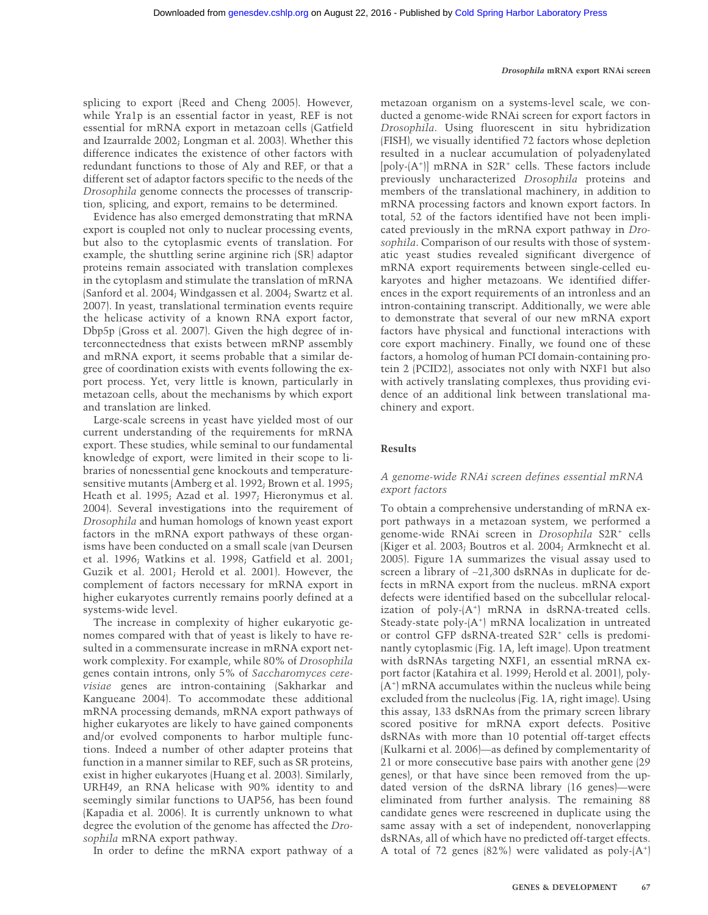splicing to export (Reed and Cheng 2005). However, while Yra1p is an essential factor in yeast, REF is not essential for mRNA export in metazoan cells (Gatfield and Izaurralde 2002; Longman et al. 2003). Whether this difference indicates the existence of other factors with redundant functions to those of Aly and REF, or that a different set of adaptor factors specific to the needs of the *Drosophila* genome connects the processes of transcription, splicing, and export, remains to be determined.

Evidence has also emerged demonstrating that mRNA export is coupled not only to nuclear processing events, but also to the cytoplasmic events of translation. For example, the shuttling serine arginine rich (SR) adaptor proteins remain associated with translation complexes in the cytoplasm and stimulate the translation of mRNA (Sanford et al. 2004; Windgassen et al. 2004; Swartz et al. 2007). In yeast, translational termination events require the helicase activity of a known RNA export factor, Dbp5p (Gross et al. 2007). Given the high degree of interconnectedness that exists between mRNP assembly and mRNA export, it seems probable that a similar degree of coordination exists with events following the export process. Yet, very little is known, particularly in metazoan cells, about the mechanisms by which export and translation are linked.

Large-scale screens in yeast have yielded most of our current understanding of the requirements for mRNA export. These studies, while seminal to our fundamental knowledge of export, were limited in their scope to libraries of nonessential gene knockouts and temperature-sensitive mutants (Amberg et al. 1992; Brown et al. 1995; Heath et al. 1995; Azad et al. 1997; Hieronymus et al. 2004). Several investigations into the requirement of *Drosophila* and human homologs of known yeast export factors in the mRNA export pathways of these organisms have been conducted on a small scale (van Deursen et al. 1996; Watkins et al. 1998; Gatfield et al. 2001; Guzik et al. 2001; Herold et al. 2001). However, the complement of factors necessary for mRNA export in higher eukaryotes currently remains poorly defined at a systems-wide level.

The increase in complexity of higher eukaryotic genomes compared with that of yeast is likely to have resulted in a commensurate increase in mRNA export network complexity. For example, while 80% of *Drosophila* genes contain introns, only 5% of *Saccharomyces cerevisiae* genes are intron-containing (Sakharkar and Kangueane 2004). To accommodate these additional mRNA processing demands, mRNA export pathways of higher eukaryotes are likely to have gained components and/or evolved components to harbor multiple functions. Indeed a number of other adapter proteins that function in a manner similar to REF, such as SR proteins, exist in higher eukaryotes (Huang et al. 2003). Similarly, URH49, an RNA helicase with 90% identity to and seemingly similar functions to UAP56, has been found (Kapadia et al. 2006). It is currently unknown to what degree the evolution of the genome has affected the *Drosophila* mRNA export pathway.

In order to define the mRNA export pathway of a metazoan organism on a systems-level scale, we conducted a genome-wide RNAi screen for export factors in *Drosophila*. Using fluorescent in situ hybridization (FISH), we visually identified 72 factors whose depletion resulted in a nuclear accumulation of polyadenylated [poly-(A$^+$)] mRNA in S2R$^+$ cells. These factors include previously uncharacterized *Drosophila* proteins and members of the translational machinery, in addition to mRNA processing factors and known export factors. In total, 52 of the factors identified have not been implicated previously in the mRNA export pathway in *Drosophila*. Comparison of our results with those of systematic yeast studies revealed significant divergence of mRNA export requirements between single-celled eukaryotes and higher metazoans. We identified differences in the export requirements of an intronless and an intron-containing transcript. Additionally, we were able to demonstrate that several of our new mRNA export factors have physical and functional interactions with core export machinery. Finally, we found one of these factors, a homolog of human PCI domain-containing protein 2 (PCID2), associates not only with NXF1 but also with actively translating complexes, thus providing evidence of an additional link between translational machinery and export.

## Results

### *A genome-wide RNAi screen defines essential mRNA export factors*

To obtain a comprehensive understanding of mRNA export pathways in a metazoan system, we performed a genome-wide RNAi screen in *Drosophila* S2R$^+$ cells (Kiger et al. 2003; Boutros et al. 2004; Armknecht et al. 2005). Figure 1A summarizes the visual assay used to screen a library of ~21,300 dsRNAs in duplicate for defects in mRNA export from the nucleus. mRNA export defects were identified based on the subcellular relocalization of poly-(A$^+$) mRNA in dsRNA-treated cells. Steady-state poly-(A$^+$) mRNA localization in untreated or control GFP dsRNA-treated S2R$^+$ cells is predominantly cytoplasmic (Fig. 1A, left image). Upon treatment with dsRNAs targeting NXF1, an essential mRNA export factor (Katahira et al. 1999; Herold et al. 2001), poly-(A$^+$) mRNA accumulates within the nucleus while being excluded from the nucleolus (Fig. 1A, right image). Using this assay, 133 dsRNAs from the primary screen library scored positive for mRNA export defects. Positive dsRNAs with more than 10 potential off-target effects (Kulkarni et al. 2006)—as defined by complementarity of 21 or more consecutive base pairs with another gene (29 genes), or that have since been removed from the updated version of the dsRNA library (16 genes)—were eliminated from further analysis. The remaining 88 candidate genes were rescreened in duplicate using the same assay with a set of independent, nonoverlapping dsRNAs, all of which have no predicted off-target effects. A total of 72 genes (82%) were validated as poly-(A$^+$)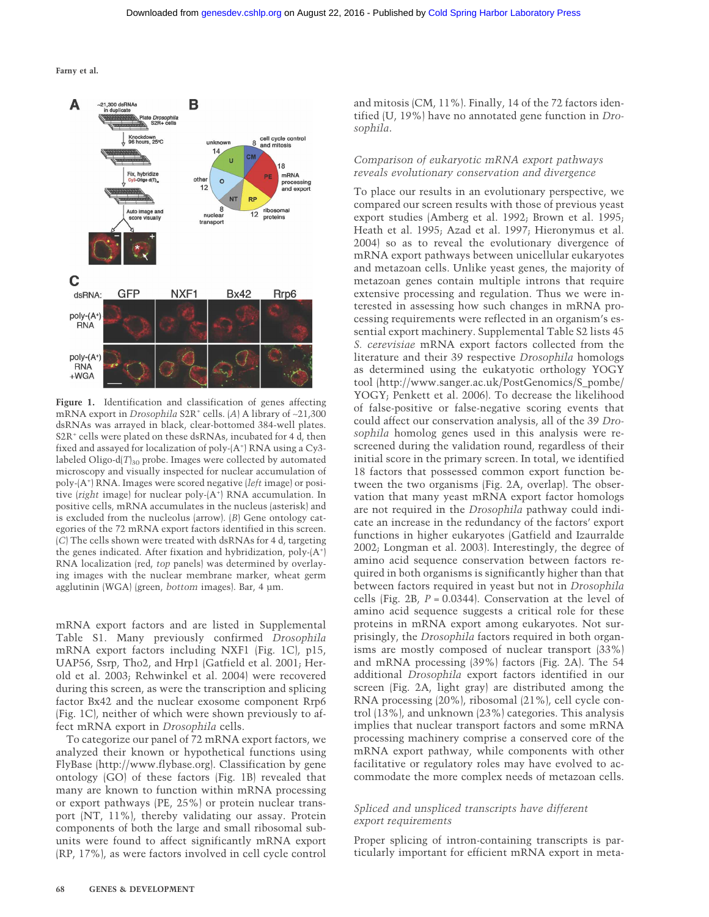**Figure 1.** Identification and classification of genes affecting mRNA export in *Drosophila* S2R+ cells. (*A*) A library of ~21,300 dsRNAs was arrayed in black, clear-bottomed 384-well plates. S2R+ cells were plated on these dsRNAs, incubated for 4 d, then fixed and assayed for localization of poly-(A+) RNA using a Cy3-labeled Oligo-d(T)$_{30}$ probe. Images were collected by automated microscopy and visually inspected for nuclear accumulation of poly-(A+) RNA. Images were scored negative (*left* image) or positive (*right* image) for nuclear poly-(A+) RNA accumulation. In positive cells, mRNA accumulates in the nucleus (asterisk) and is excluded from the nucleolus (arrow). (*B*) Gene ontology categories of the 72 mRNA export factors identified in this screen. (*C*) The cells shown were treated with dsRNAs for 4 d, targeting the genes indicated. After fixation and hybridization, poly-(A+) RNA localization (red, *top* panels) was determined by overlaying images with the nuclear membrane marker, wheat germ agglutinin (WGA) (green, *bottom* images). Bar, 4 µm.

mRNA export factors and are listed in Supplemental Table S1. Many previously confirmed *Drosophila* mRNA export factors including NXF1 (Fig. 1C), p15, UAP56, Ssrp, Tho2, and Hrp1 (Gatfield et al. 2001; Herold et al. 2003; Rehwinkel et al. 2004) were recovered during this screen, as were the transcription and splicing factor Bx42 and the nuclear exosome component Rrp6 (Fig. 1C), neither of which were shown previously to affect mRNA export in *Drosophila* cells.

To categorize our panel of 72 mRNA export factors, we analyzed their known or hypothetical functions using FlyBase (http://www.flybase.org). Classification by gene ontology (GO) of these factors (Fig. 1B) revealed that many are known to function within mRNA processing or export pathways (PE, 25%) or protein nuclear transport (NT, 11%), thereby validating our assay. Protein components of both the large and small ribosomal subunits were found to affect significantly mRNA export (RP, 17%), as were factors involved in cell cycle control and mitosis (CM, 11%). Finally, 14 of the 72 factors identified (U, 19%) have no annotated gene function in *Drosophila*.

### *Comparison of eukaryotic mRNA export pathways reveals evolutionary conservation and divergence*

To place our results in an evolutionary perspective, we compared our screen results with those of previous yeast export studies (Amberg et al. 1992; Brown et al. 1995; Heath et al. 1995; Azad et al. 1997; Hieronymus et al. 2004) so as to reveal the evolutionary divergence of mRNA export pathways between unicellular eukaryotes and metazoan cells. Unlike yeast genes, the majority of metazoan genes contain multiple introns that require extensive processing and regulation. Thus we were interested in assessing how such changes in mRNA processing requirements were reflected in an organism's essential export machinery. Supplemental Table S2 lists 45 *S. cerevisiae* mRNA export factors collected from the literature and their 39 respective *Drosophila* homologs as determined using the eukatyotic orthology YOGY tool (http://www.sanger.ac.uk/PostGenomics/S_pombe/YOGY; Penkett et al. 2006). To decrease the likelihood of false-positive or false-negative scoring events that could affect our conservation analysis, all of the 39 *Drosophila* homolog genes used in this analysis were rescreened during the validation round, regardless of their initial score in the primary screen. In total, we identified 18 factors that possessed common export function between the two organisms (Fig. 2A, overlap). The observation that many yeast mRNA export factor homologs are not required in the *Drosophila* pathway could indicate an increase in the redundancy of the factors' export functions in higher eukaryotes (Gatfield and Izaurralde 2002; Longman et al. 2003). Interestingly, the degree of amino acid sequence conservation between factors required in both organisms is significantly higher than that between factors required in yeast but not in *Drosophila* cells (Fig. 2B, $P = 0.0344$). Conservation at the level of amino acid sequence suggests a critical role for these proteins in mRNA export among eukaryotes. Not surprisingly, the *Drosophila* factors required in both organisms are mostly composed of nuclear transport (33%) and mRNA processing (39%) factors (Fig. 2A). The 54 additional *Drosophila* export factors identified in our screen (Fig. 2A, light gray) are distributed among the RNA processing (20%), ribosomal (21%), cell cycle control (13%), and unknown (23%) categories. This analysis implies that nuclear transport factors and some mRNA processing machinery comprise a conserved core of the mRNA export pathway, while components with other facilitative or regulatory roles may have evolved to accommodate the more complex needs of metazoan cells.

### *Spliced and unspliced transcripts have different export requirements*

Proper splicing of intron-containing transcripts is particularly important for efficient mRNA export in meta-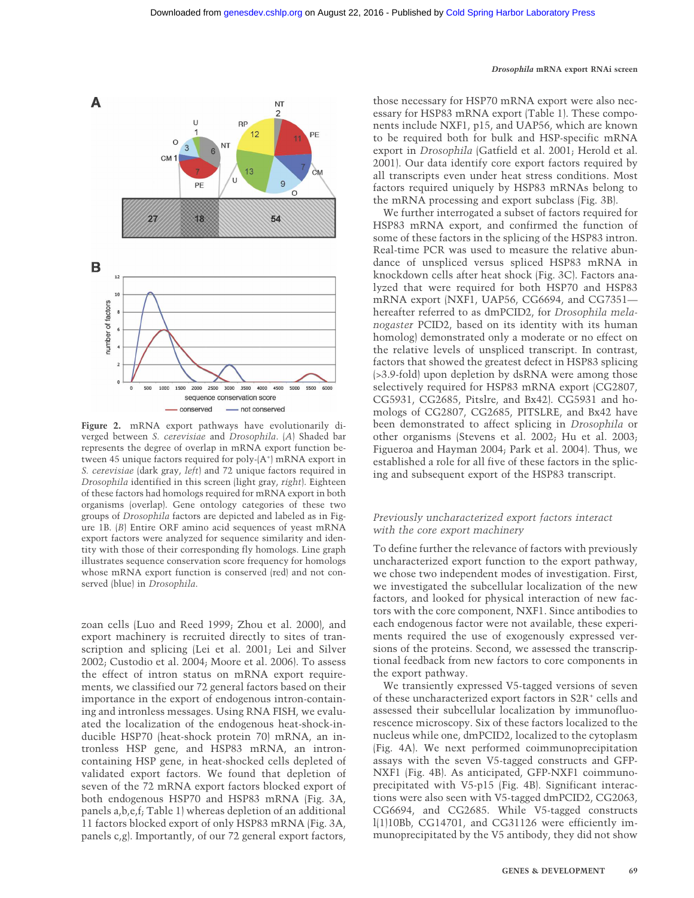Figure 2. mRNA export pathways have evolutionarily diverged between *S. cerevisiae* and *Drosophila*. (*A*) Shaded bar represents the degree of overlap in mRNA export function between 45 unique factors required for poly-(A⁺) mRNA export in *S. cerevisiae* (dark gray, *left*) and 72 unique factors required in *Drosophila* identified in this screen (light gray, *right*). Eighteen of these factors had homologs required for mRNA export in both organisms (overlap). Gene ontology categories of these two groups of *Drosophila* factors are depicted and labeled as in Figure 1B. (*B*) Entire ORF amino acid sequences of yeast mRNA export factors were analyzed for sequence similarity and identity with those of their corresponding fly homologs. Line graph illustrates sequence conservation score frequency for homologs whose mRNA export function is conserved (red) and not conserved (blue) in *Drosophila*.

zoan cells (Luo and Reed 1999; Zhou et al. 2000), and export machinery is recruited directly to sites of transcription and splicing (Lei et al. 2001; Lei and Silver 2002; Custodio et al. 2004; Moore et al. 2006). To assess the effect of intron status on mRNA export requirements, we classified our 72 general factors based on their importance in the export of endogenous intron-containing and intronless messages. Using RNA FISH, we evaluated the localization of the endogenous heat-shock-inducible HSP70 (heat-shock protein 70) mRNA, an intronless HSP gene, and HSP83 mRNA, an intron-containing HSP gene, in heat-shocked cells depleted of validated export factors. We found that depletion of seven of the 72 mRNA export factors blocked export of both endogenous HSP70 and HSP83 mRNA (Fig. 3A, panels a,b,e,f; Table 1) whereas depletion of an additional 11 factors blocked export of only HSP83 mRNA (Fig. 3A, panels c,g). Importantly, of our 72 general export factors, those necessary for HSP70 mRNA export were also necessary for HSP83 mRNA export (Table 1). These components include NXF1, p15, and UAP56, which are known to be required both for bulk and HSP-specific mRNA export in *Drosophila* (Gatfield et al. 2001; Herold et al. 2001). Our data identify core export factors required by all transcripts even under heat stress conditions. Most factors required uniquely by HSP83 mRNAs belong to the mRNA processing and export subclass (Fig. 3B).

We further interrogated a subset of factors required for HSP83 mRNA export, and confirmed the function of some of these factors in the splicing of the HSP83 intron. Real-time PCR was used to measure the relative abundance of unspliced versus spliced HSP83 mRNA in knockdown cells after heat shock (Fig. 3C). Factors analyzed that were required for both HSP70 and HSP83 mRNA export (NXF1, UAP56, CG6694, and CG7351—hereafter referred to as dmPCID2, for *Drosophila melanogaster* PCID2, based on its identity with its human homolog) demonstrated only a moderate or no effect on the relative levels of unspliced transcript. In contrast, factors that showed the greatest defect in HSP83 splicing (>3.9-fold) upon depletion by dsRNA were among those selectively required for HSP83 mRNA export (CG2807, CG5931, CG2685, Pitslre, and Bx42). CG5931 and homologs of CG2807, CG2685, PITSLRE, and Bx42 have been demonstrated to affect splicing in *Drosophila* or other organisms (Stevens et al. 2002; Hu et al. 2003; Figueroa and Hayman 2004; Park et al. 2004). Thus, we established a role for all five of these factors in the splicing and subsequent export of the HSP83 transcript.

### *Previously uncharacterized export factors interact with the core export machinery*

To define further the relevance of factors with previously uncharacterized export function to the export pathway, we chose two independent modes of investigation. First, we investigated the subcellular localization of the new factors, and looked for physical interaction of new factors with the core component, NXF1. Since antibodies to each endogenous factor were not available, these experiments required the use of exogenously expressed versions of the proteins. Second, we assessed the transcriptional feedback from new factors to core components in the export pathway.

We transiently expressed V5-tagged versions of seven of these uncharacterized export factors in S2R⁺ cells and assessed their subcellular localization by immunofluorescence microscopy. Six of these factors localized to the nucleus while one, dmPCID2, localized to the cytoplasm (Fig. 4A). We next performed coimmunoprecipitation assays with the seven V5-tagged constructs and GFP-NXF1 (Fig. 4B). As anticipated, GFP-NXF1 coimmunoprecipitated with V5-p15 (Fig. 4B). Significant interactions were also seen with V5-tagged dmPCID2, CG2063, CG6694, and CG2685. While V5-tagged constructs l(1)10Bb, CG14701, and CG31126 were efficiently immunoprecipitated by the V5 antibody, they did not show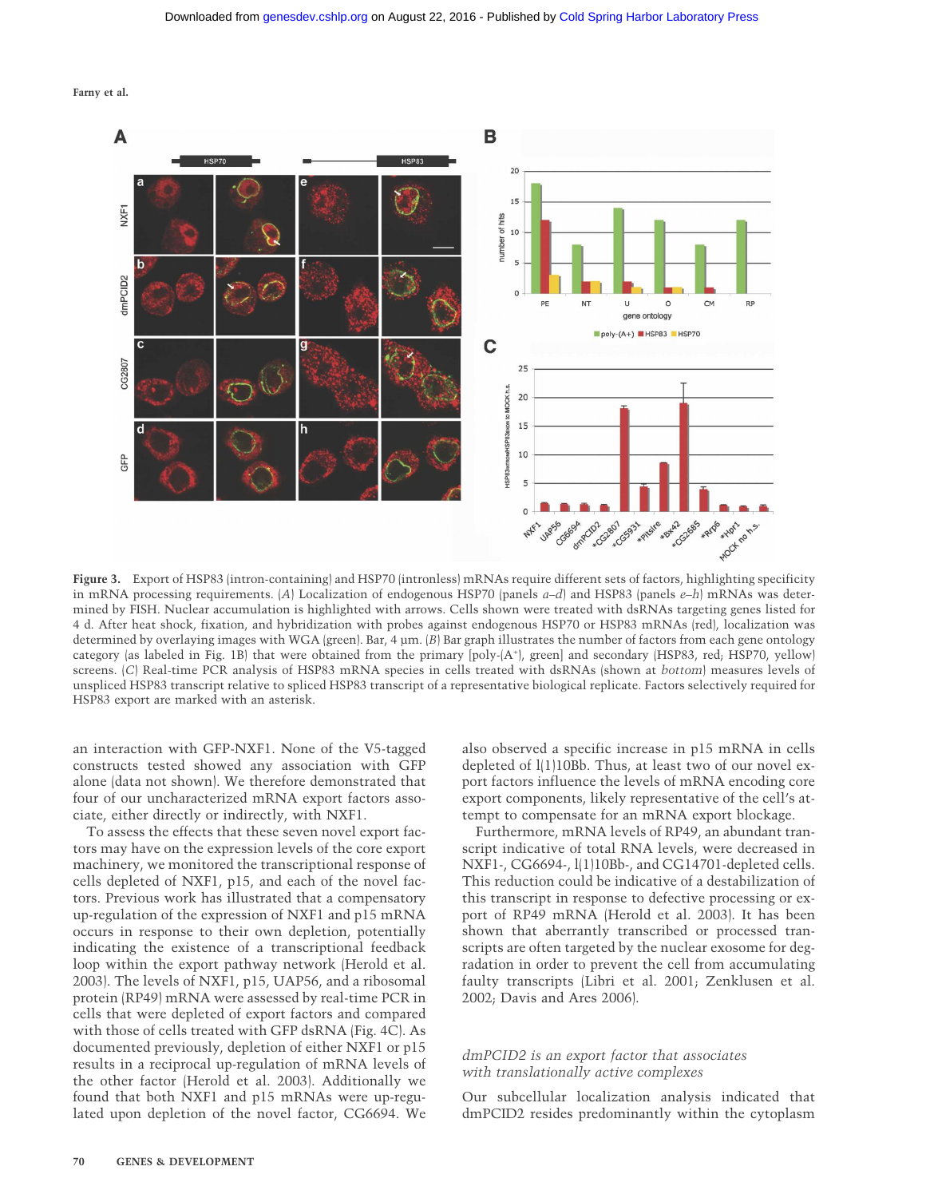**Figure 3.** Export of HSP83 (intron-containing) and HSP70 (intronless) mRNAs require different sets of factors, highlighting specificity in mRNA processing requirements. (*A*) Localization of endogenous HSP70 (panels *a*–*d*) and HSP83 (panels *e*–*h*) mRNAs was determined by FISH. Nuclear accumulation is highlighted with arrows. Cells shown were treated with dsRNAs targeting genes listed for 4 d. After heat shock, fixation, and hybridization with probes against endogenous HSP70 or HSP83 mRNAs (red), localization was determined by overlaying images with WGA (green). Bar, 4 µm. (*B*) Bar graph illustrates the number of factors from each gene ontology category (as labeled in Fig. 1B) that were obtained from the primary [poly-(A+), green] and secondary (HSP83, red; HSP70, yellow) screens. (*C*) Real-time PCR analysis of HSP83 mRNA species in cells treated with dsRNAs (shown at *bottom*) measures levels of unspliced HSP83 transcript relative to spliced HSP83 transcript of a representative biological replicate. Factors selectively required for HSP83 export are marked with an asterisk.

an interaction with GFP-NXF1. None of the V5-tagged constructs tested showed any association with GFP alone (data not shown). We therefore demonstrated that four of our uncharacterized mRNA export factors associate, either directly or indirectly, with NXF1.

To assess the effects that these seven novel export factors may have on the expression levels of the core export machinery, we monitored the transcriptional response of cells depleted of NXF1, p15, and each of the novel factors. Previous work has illustrated that a compensatory up-regulation of the expression of NXF1 and p15 mRNA occurs in response to their own depletion, potentially indicating the existence of a transcriptional feedback loop within the export pathway network (Herold et al. 2003). The levels of NXF1, p15, UAP56, and a ribosomal protein (RP49) mRNA were assessed by real-time PCR in cells that were depleted of export factors and compared with those of cells treated with GFP dsRNA (Fig. 4C). As documented previously, depletion of either NXF1 or p15 results in a reciprocal up-regulation of mRNA levels of the other factor (Herold et al. 2003). Additionally we found that both NXF1 and p15 mRNAs were up-regulated upon depletion of the novel factor, CG6694. We also observed a specific increase in p15 mRNA in cells depleted of l(1)10Bb. Thus, at least two of our novel export factors influence the levels of mRNA encoding core export components, likely representative of the cell's attempt to compensate for an mRNA export blockage.

Furthermore, mRNA levels of RP49, an abundant transcript indicative of total RNA levels, were decreased in NXF1-, CG6694-, l(1)10Bb-, and CG14701-depleted cells. This reduction could be indicative of a destabilization of this transcript in response to defective processing or export of RP49 mRNA (Herold et al. 2003). It has been shown that aberrantly transcribed or processed transcripts are often targeted by the nuclear exosome for degradation in order to prevent the cell from accumulating faulty transcripts (Libri et al. 2001; Zenklusen et al. 2002; Davis and Ares 2006).

### *dmPCID2 is an export factor that associates with translationally active complexes*

Our subcellular localization analysis indicated that dmPCID2 resides predominantly within the cytoplasm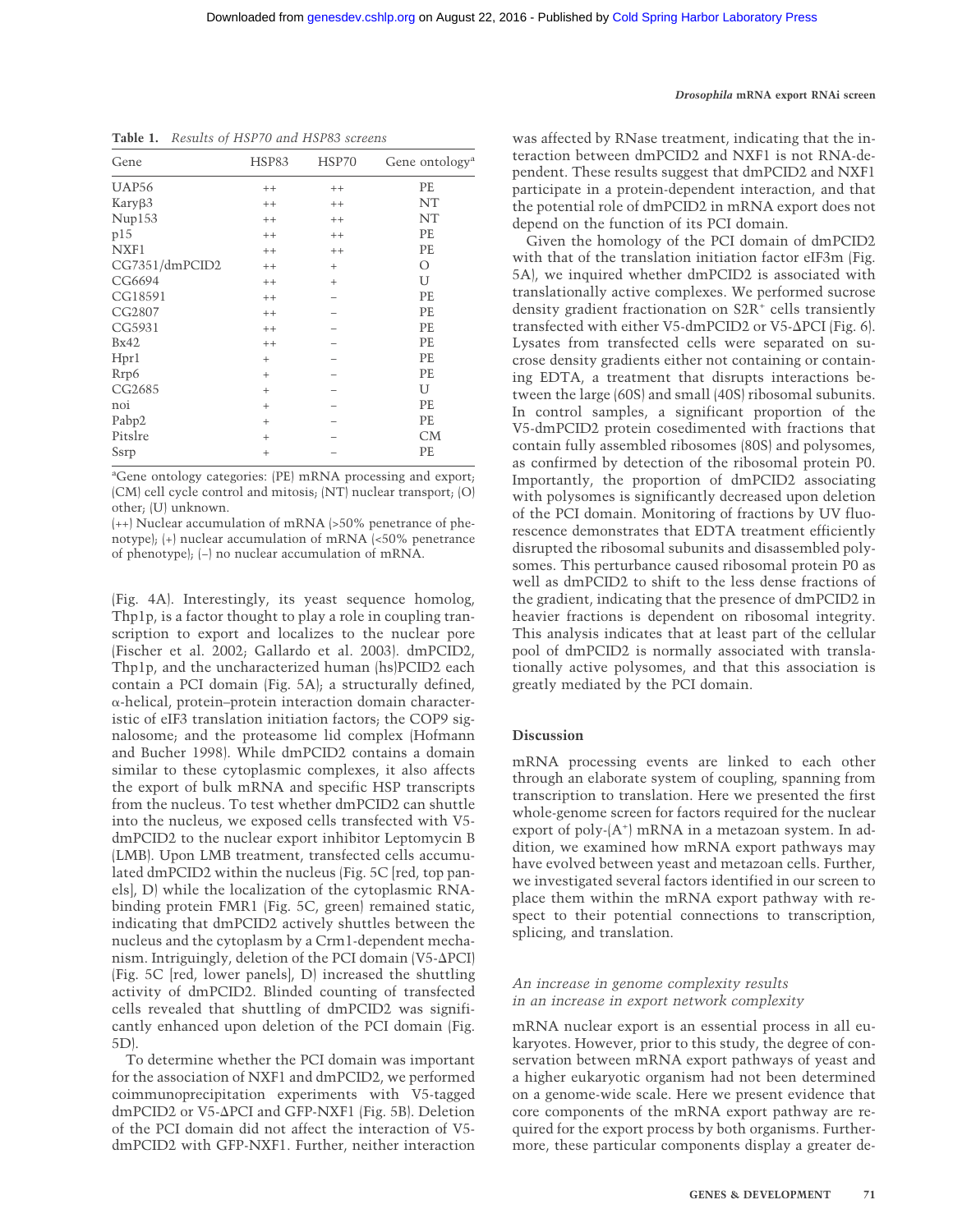**Table 1.** *Results of HSP70 and HSP83 screens*

| Gene | HSP83 | HSP70 | Gene ontology[a] |
|---|---|---|---|
| UAP56 | ++ | ++ | PE |
| Karyβ3 | ++ | ++ | NT |
| Nup153 | ++ | ++ | NT |
| p15 | ++ | ++ | PE |
| NXF1 | ++ | ++ | PE |
| CG7351/dmPCID2 | ++ | + | O |
| CG6694 | ++ | + | U |
| CG18591 | ++ | – | PE |
| CG2807 | ++ | – | PE |
| CG5931 | ++ | – | PE |
| Bx42 | ++ | – | PE |
| Hpr1 | + | – | PE |
| Rrp6 | + | – | PE |
| CG2685 | + | – | U |
| noi | + | – | PE |
| Pabp2 | + | – | PE |
| Pitslre | + | – | CM |
| Ssrp | + | – | PE |

[a]Gene ontology categories: (PE) mRNA processing and export; (CM) cell cycle control and mitosis; (NT) nuclear transport; (O) other; (U) unknown.

(++) Nuclear accumulation of mRNA (>50% penetrance of phenotype); (+) nuclear accumulation of mRNA (<50% penetrance of phenotype); (–) no nuclear accumulation of mRNA.

(Fig. 4A). Interestingly, its yeast sequence homolog, Thp1p, is a factor thought to play a role in coupling transcription to export and localizes to the nuclear pore (Fischer et al. 2002; Gallardo et al. 2003). dmPCID2, Thp1p, and the uncharacterized human (hs)PCID2 each contain a PCI domain (Fig. 5A); a structurally defined, α-helical, protein–protein interaction domain characteristic of eIF3 translation initiation factors; the COP9 signalosome; and the proteasome lid complex (Hofmann and Bucher 1998). While dmPCID2 contains a domain similar to these cytoplasmic complexes, it also affects the export of bulk mRNA and specific HSP transcripts from the nucleus. To test whether dmPCID2 can shuttle into the nucleus, we exposed cells transfected with V5-dmPCID2 to the nuclear export inhibitor Leptomycin B (LMB). Upon LMB treatment, transfected cells accumulated dmPCID2 within the nucleus (Fig. 5C [red, top panels], D) while the localization of the cytoplasmic RNA-binding protein FMR1 (Fig. 5C, green) remained static, indicating that dmPCID2 actively shuttles between the nucleus and the cytoplasm by a Crm1-dependent mechanism. Intriguingly, deletion of the PCI domain (V5-ΔPCI) (Fig. 5C [red, lower panels], D) increased the shuttling activity of dmPCID2. Blinded counting of transfected cells revealed that shuttling of dmPCID2 was significantly enhanced upon deletion of the PCI domain (Fig. 5D).

To determine whether the PCI domain was important for the association of NXF1 and dmPCID2, we performed coimmunoprecipitation experiments with V5-tagged dmPCID2 or V5-ΔPCI and GFP-NXF1 (Fig. 5B). Deletion of the PCI domain did not affect the interaction of V5-dmPCID2 with GFP-NXF1. Further, neither interaction was affected by RNase treatment, indicating that the interaction between dmPCID2 and NXF1 is not RNA-dependent. These results suggest that dmPCID2 and NXF1 participate in a protein-dependent interaction, and that the potential role of dmPCID2 in mRNA export does not depend on the function of its PCI domain.

Given the homology of the PCI domain of dmPCID2 with that of the translation initiation factor eIF3m (Fig. 5A), we inquired whether dmPCID2 is associated with translationally active complexes. We performed sucrose density gradient fractionation on S2R$^+$ cells transiently transfected with either V5-dmPCID2 or V5-ΔPCI (Fig. 6). Lysates from transfected cells were separated on sucrose density gradients either not containing or containing EDTA, a treatment that disrupts interactions between the large (60S) and small (40S) ribosomal subunits. In control samples, a significant proportion of the V5-dmPCID2 protein cosedimented with fractions that contain fully assembled ribosomes (80S) and polysomes, as confirmed by detection of the ribosomal protein P0. Importantly, the proportion of dmPCID2 associating with polysomes is significantly decreased upon deletion of the PCI domain. Monitoring of fractions by UV fluorescence demonstrates that EDTA treatment efficiently disrupted the ribosomal subunits and disassembled polysomes. This perturbance caused ribosomal protein P0 as well as dmPCID2 to shift to the less dense fractions of the gradient, indicating that the presence of dmPCID2 in heavier fractions is dependent on ribosomal integrity. This analysis indicates that at least part of the cellular pool of dmPCID2 is normally associated with translationally active polysomes, and that this association is greatly mediated by the PCI domain.

## Discussion

mRNA processing events are linked to each other through an elaborate system of coupling, spanning from transcription to translation. Here we presented the first whole-genome screen for factors required for the nuclear export of poly-(A$^+$) mRNA in a metazoan system. In addition, we examined how mRNA export pathways may have evolved between yeast and metazoan cells. Further, we investigated several factors identified in our screen to place them within the mRNA export pathway with respect to their potential connections to transcription, splicing, and translation.

### *An increase in genome complexity results in an increase in export network complexity*

mRNA nuclear export is an essential process in all eukaryotes. However, prior to this study, the degree of conservation between mRNA export pathways of yeast and a higher eukaryotic organism had not been determined on a genome-wide scale. Here we present evidence that core components of the mRNA export pathway are required for the export process by both organisms. Furthermore, these particular components display a greater de-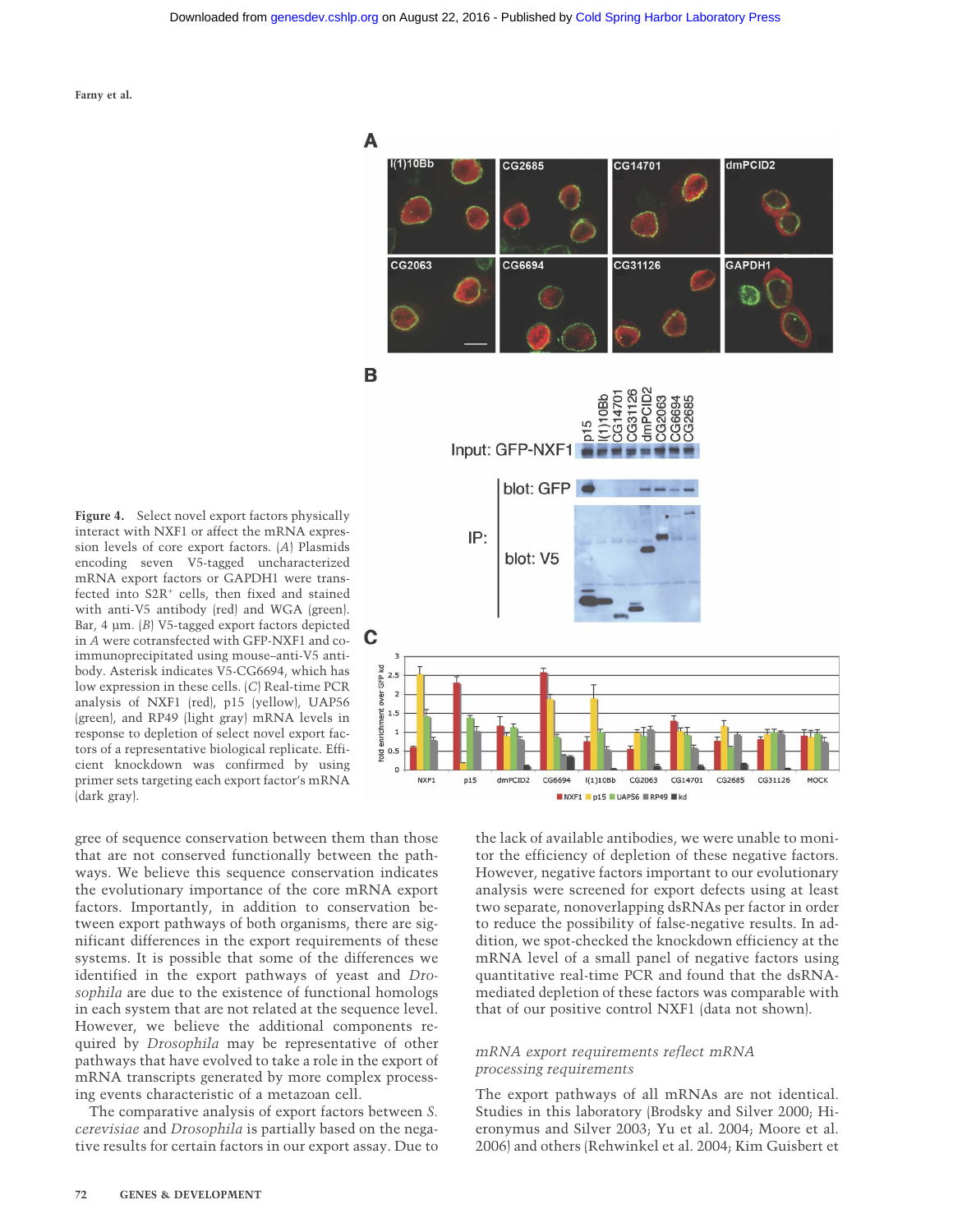**Figure 4.** Select novel export factors physically interact with NXF1 or affect the mRNA expression levels of core export factors. (*A*) Plasmids encoding seven V5-tagged uncharacterized mRNA export factors or GAPDH1 were transfected into S2R$^{+}$ cells, then fixed and stained with anti-V5 antibody (red) and WGA (green). Bar, 4 µm. (*B*) V5-tagged export factors depicted in *A* were cotransfected with GFP-NXF1 and coimmunoprecipitated using mouse–anti-V5 antibody. Asterisk indicates V5-CG6694, which has low expression in these cells. (*C*) Real-time PCR analysis of NXF1 (red), p15 (yellow), UAP56 (green), and RP49 (light gray) mRNA levels in response to depletion of select novel export factors of a representative biological replicate. Efficient knockdown was confirmed by using primer sets targeting each export factor's mRNA (dark gray).

gree of sequence conservation between them than those that are not conserved functionally between the pathways. We believe this sequence conservation indicates the evolutionary importance of the core mRNA export factors. Importantly, in addition to conservation between export pathways of both organisms, there are significant differences in the export requirements of these systems. It is possible that some of the differences we identified in the export pathways of yeast and *Drosophila* are due to the existence of functional homologs in each system that are not related at the sequence level. However, we believe the additional components required by *Drosophila* may be representative of other pathways that have evolved to take a role in the export of mRNA transcripts generated by more complex processing events characteristic of a metazoan cell.

The comparative analysis of export factors between *S. cerevisiae* and *Drosophila* is partially based on the negative results for certain factors in our export assay. Due to the lack of available antibodies, we were unable to monitor the efficiency of depletion of these negative factors. However, negative factors important to our evolutionary analysis were screened for export defects using at least two separate, nonoverlapping dsRNAs per factor in order to reduce the possibility of false-negative results. In addition, we spot-checked the knockdown efficiency at the mRNA level of a small panel of negative factors using quantitative real-time PCR and found that the dsRNA-mediated depletion of these factors was comparable with that of our positive control NXF1 (data not shown).

### *mRNA export requirements reflect mRNA processing requirements*

The export pathways of all mRNAs are not identical. Studies in this laboratory (Brodsky and Silver 2000; Hieronymus and Silver 2003; Yu et al. 2004; Moore et al. 2006) and others (Rehwinkel et al. 2004; Kim Guisbert et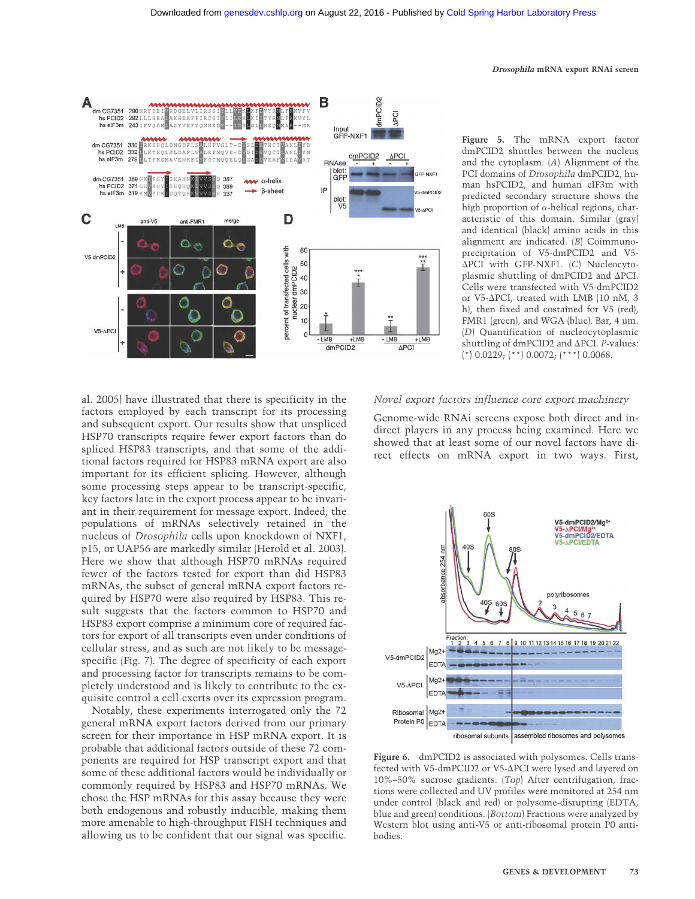**Figure 5.** The mRNA export factor dmPCID2 shuttles between the nucleus and the cytoplasm. (*A*) Alignment of the PCI domains of *Drosophila* dmPCID2, human hsPCID2, and human eIF3m with predicted secondary structure shows the high proportion of α-helical regions, characteristic of this domain. Similar (gray) and identical (black) amino acids in this alignment are indicated. (*B*) Coimmunoprecipitation of V5-dmPCID2 and V5-ΔPCI with GFP-NXF1. (*C*) Nucleocytoplasmic shuttling of dmPCID2 and ΔPCI. Cells were transfected with V5-dmPCID2 or V5-ΔPCI, treated with LMB (10 nM, 3 h), then fixed and costained for V5 (red), FMR1 (green), and WGA (blue). Bar, 4 µm. (*D*) Quantification of nucleocytoplasmic shuttling of dmPCID2 and ΔPCI. *P*-values: (*) 0.0229; (**) 0.0072; (***) 0.0068.

al. 2005) have illustrated that there is specificity in the factors employed by each transcript for its processing and subsequent export. Our results show that unspliced HSP70 transcripts require fewer export factors than do spliced HSP83 transcripts, and that some of the additional factors required for HSP83 mRNA export are also important for its efficient splicing. However, although some processing steps appear to be transcript-specific, key factors late in the export process appear to be invariant in their requirement for message export. Indeed, the populations of mRNAs selectively retained in the nucleus of *Drosophila* cells upon knockdown of NXF1, p15, or UAP56 are markedly similar (Herold et al. 2003). Here we show that although HSP70 mRNAs required fewer of the factors tested for export than did HSP83 mRNAs, the subset of general mRNA export factors required by HSP70 were also required by HSP83. This result suggests that the factors common to HSP70 and HSP83 export comprise a minimum core of required factors for export of all transcripts even under conditions of cellular stress, and as such are not likely to be message-specific (Fig. 7). The degree of specificity of each export and processing factor for transcripts remains to be completely understood and is likely to contribute to the exquisite control a cell exerts over its expression program.

Notably, these experiments interrogated only the 72 general mRNA export factors derived from our primary screen for their importance in HSP mRNA export. It is probable that additional factors outside of these 72 components are required for HSP transcript export and that some of these additional factors would be individually or commonly required by HSP83 and HSP70 mRNAs. We chose the HSP mRNAs for this assay because they were both endogenous and robustly inducible, making them more amenable to high-throughput FISH techniques and allowing us to be confident that our signal was specific.

*Novel export factors influence core export machinery*

Genome-wide RNAi screens expose both direct and indirect players in any process being examined. Here we showed that at least some of our novel factors have direct effects on mRNA export in two ways. First,

**Figure 6.** dmPCID2 is associated with polysomes. Cells transfected with V5-dmPCID2 or V5-ΔPCI were lysed and layered on 10%–50% sucrose gradients. (*Top*) After centrifugation, fractions were collected and UV profiles were monitored at 254 nm under control (black and red) or polysome-disrupting (EDTA, blue and green) conditions. (*Bottom*) Fractions were analyzed by Western blot using anti-V5 or anti-ribosomal protein P0 antibodies.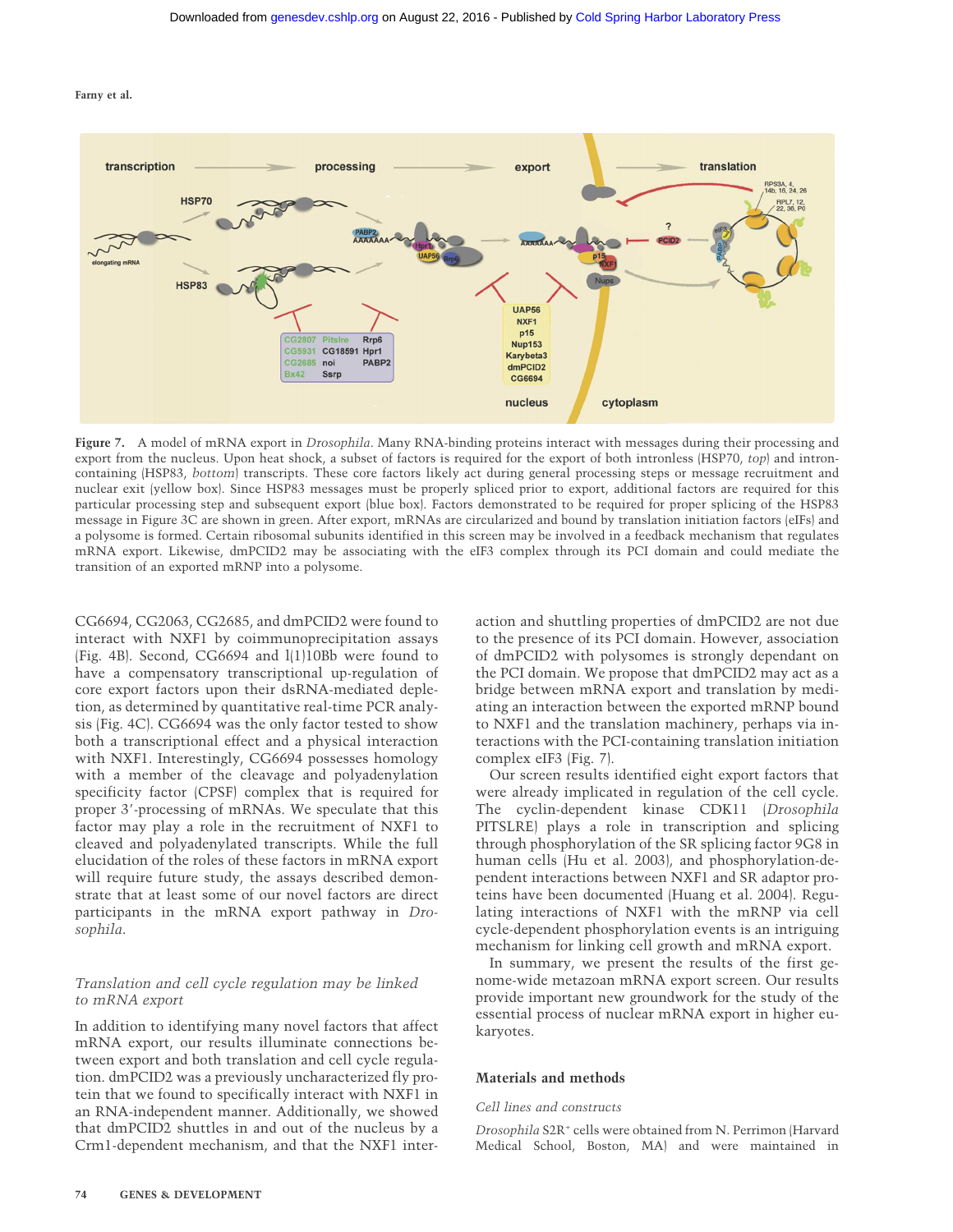**Figure 7.** A model of mRNA export in *Drosophila*. Many RNA-binding proteins interact with messages during their processing and export from the nucleus. Upon heat shock, a subset of factors is required for the export of both intronless (HSP70, *top*) and intron-containing (HSP83, *bottom*) transcripts. These core factors likely act during general processing steps or message recruitment and nuclear exit (yellow box). Since HSP83 messages must be properly spliced prior to export, additional factors are required for this particular processing step and subsequent export (blue box). Factors demonstrated to be required for proper splicing of the HSP83 message in Figure 3C are shown in green. After export, mRNAs are circularized and bound by translation initiation factors (eIFs) and a polysome is formed. Certain ribosomal subunits identified in this screen may be involved in a feedback mechanism that regulates mRNA export. Likewise, dmPCID2 may be associating with the eIF3 complex through its PCI domain and could mediate the transition of an exported mRNP into a polysome.

CG6694, CG2063, CG2685, and dmPCID2 were found to interact with NXF1 by coimmunoprecipitation assays (Fig. 4B). Second, CG6694 and l(1)10Bb were found to have a compensatory transcriptional up-regulation of core export factors upon their dsRNA-mediated depletion, as determined by quantitative real-time PCR analysis (Fig. 4C). CG6694 was the only factor tested to show both a transcriptional effect and a physical interaction with NXF1. Interestingly, CG6694 possesses homology with a member of the cleavage and polyadenylation specificity factor (CPSF) complex that is required for proper 3′-processing of mRNAs. We speculate that this factor may play a role in the recruitment of NXF1 to cleaved and polyadenylated transcripts. While the full elucidation of the roles of these factors in mRNA export will require future study, the assays described demonstrate that at least some of our novel factors are direct participants in the mRNA export pathway in *Drosophila*.

### *Translation and cell cycle regulation may be linked to mRNA export*

In addition to identifying many novel factors that affect mRNA export, our results illuminate connections between export and both translation and cell cycle regulation. dmPCID2 was a previously uncharacterized fly protein that we found to specifically interact with NXF1 in an RNA-independent manner. Additionally, we showed that dmPCID2 shuttles in and out of the nucleus by a Crm1-dependent mechanism, and that the NXF1 interaction and shuttling properties of dmPCID2 are not due to the presence of its PCI domain. However, association of dmPCID2 with polysomes is strongly dependant on the PCI domain. We propose that dmPCID2 may act as a bridge between mRNA export and translation by mediating an interaction between the exported mRNP bound to NXF1 and the translation machinery, perhaps via interactions with the PCI-containing translation initiation complex eIF3 (Fig. 7).

Our screen results identified eight export factors that were already implicated in regulation of the cell cycle. The cyclin-dependent kinase CDK11 (*Drosophila* PITSLRE) plays a role in transcription and splicing through phosphorylation of the SR splicing factor 9G8 in human cells (Hu et al. 2003), and phosphorylation-dependent interactions between NXF1 and SR adaptor proteins have been documented (Huang et al. 2004). Regulating interactions of NXF1 with the mRNP via cell cycle-dependent phosphorylation events is an intriguing mechanism for linking cell growth and mRNA export.

In summary, we present the results of the first genome-wide metazoan mRNA export screen. Our results provide important new groundwork for the study of the essential process of nuclear mRNA export in higher eukaryotes.

## Materials and methods

### *Cell lines and constructs*

*Drosophila* S2R+ cells were obtained from N. Perrimon (Harvard Medical School, Boston, MA) and were maintained in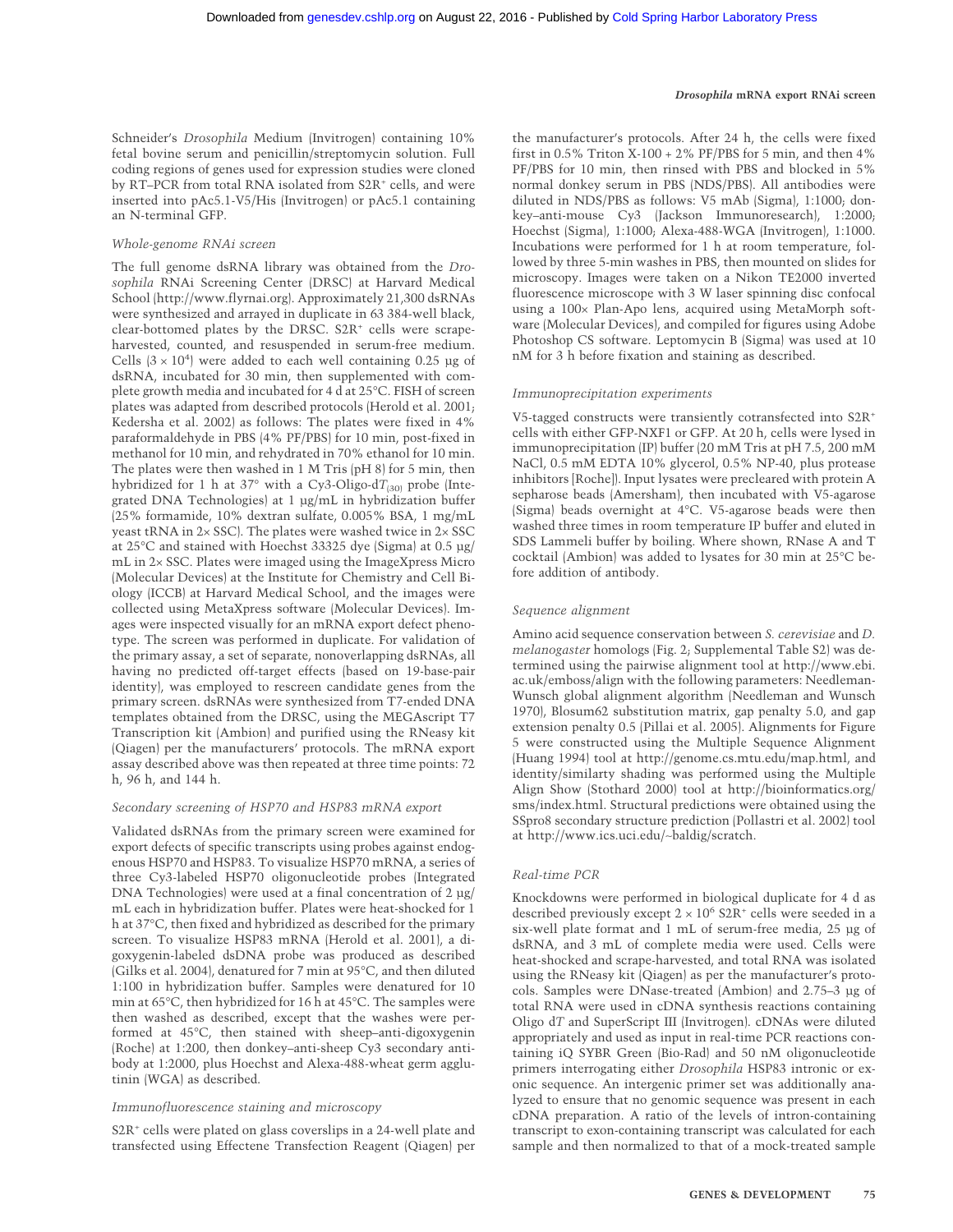Schneider's *Drosophila* Medium (Invitrogen) containing 10% fetal bovine serum and penicillin/streptomycin solution. Full coding regions of genes used for expression studies were cloned by RT–PCR from total RNA isolated from S2R+ cells, and were inserted into pAc5.1-V5/His (Invitrogen) or pAc5.1 containing an N-terminal GFP.

### *Whole-genome RNAi screen*

The full genome dsRNA library was obtained from the *Drosophila* RNAi Screening Center (DRSC) at Harvard Medical School (http://www.flyrnai.org). Approximately 21,300 dsRNAs were synthesized and arrayed in duplicate in 63 384-well black, clear-bottomed plates by the DRSC. S2R+ cells were scrape-harvested, counted, and resuspended in serum-free medium. Cells ($3 \times 10^4$) were added to each well containing 0.25 µg of dsRNA, incubated for 30 min, then supplemented with complete growth media and incubated for 4 d at 25°C. FISH of screen plates was adapted from described protocols (Herold et al. 2001; Kedersha et al. 2002) as follows: The plates were fixed in 4% paraformaldehyde in PBS (4% PF/PBS) for 10 min, post-fixed in methanol for 10 min, and rehydrated in 70% ethanol for 10 min. The plates were then washed in 1 M Tris (pH 8) for 5 min, then hybridized for 1 h at 37° with a Cy3-Oligo-d$T_{(30)}$ probe (Integrated DNA Technologies) at 1 µg/mL in hybridization buffer (25% formamide, 10% dextran sulfate, 0.005% BSA, 1 mg/mL yeast tRNA in 2× SSC). The plates were washed twice in 2× SSC at 25°C and stained with Hoechst 33325 dye (Sigma) at 0.5 µg/mL in 2× SSC. Plates were imaged using the ImageXpress Micro (Molecular Devices) at the Institute for Chemistry and Cell Biology (ICCB) at Harvard Medical School, and the images were collected using MetaXpress software (Molecular Devices). Images were inspected visually for an mRNA export defect phenotype. The screen was performed in duplicate. For validation of the primary assay, a set of separate, nonoverlapping dsRNAs, all having no predicted off-target effects (based on 19-base-pair identity), was employed to rescreen candidate genes from the primary screen. dsRNAs were synthesized from T7-ended DNA templates obtained from the DRSC, using the MEGAscript T7 Transcription kit (Ambion) and purified using the RNeasy kit (Qiagen) per the manufacturers' protocols. The mRNA export assay described above was then repeated at three time points: 72 h, 96 h, and 144 h.

### *Secondary screening of HSP70 and HSP83 mRNA export*

Validated dsRNAs from the primary screen were examined for export defects of specific transcripts using probes against endogenous HSP70 and HSP83. To visualize HSP70 mRNA, a series of three Cy3-labeled HSP70 oligonucleotide probes (Integrated DNA Technologies) were used at a final concentration of 2 µg/mL each in hybridization buffer. Plates were heat-shocked for 1 h at 37°C, then fixed and hybridized as described for the primary screen. To visualize HSP83 mRNA (Herold et al. 2001), a digoxygenin-labeled dsDNA probe was produced as described (Gilks et al. 2004), denatured for 7 min at 95°C, and then diluted 1:100 in hybridization buffer. Samples were denatured for 10 min at 65°C, then hybridized for 16 h at 45°C. The samples were then washed as described, except that the washes were performed at 45°C, then stained with sheep–anti-digoxygenin (Roche) at 1:200, then donkey–anti-sheep Cy3 secondary antibody at 1:2000, plus Hoechst and Alexa-488-wheat germ agglutinin (WGA) as described.

### *Immunofluorescence staining and microscopy*

S2R+ cells were plated on glass coverslips in a 24-well plate and transfected using Effectene Transfection Reagent (Qiagen) per the manufacturer's protocols. After 24 h, the cells were fixed first in 0.5% Triton X-100 + 2% PF/PBS for 5 min, and then 4% PF/PBS for 10 min, then rinsed with PBS and blocked in 5% normal donkey serum in PBS (NDS/PBS). All antibodies were diluted in NDS/PBS as follows: V5 mAb (Sigma), 1:1000; donkey–anti-mouse Cy3 (Jackson Immunoresearch), 1:2000; Hoechst (Sigma), 1:1000; Alexa-488-WGA (Invitrogen), 1:1000. Incubations were performed for 1 h at room temperature, followed by three 5-min washes in PBS, then mounted on slides for microscopy. Images were taken on a Nikon TE2000 inverted fluorescence microscope with 3 W laser spinning disc confocal using a 100× Plan-Apo lens, acquired using MetaMorph software (Molecular Devices), and compiled for figures using Adobe Photoshop CS software. Leptomycin B (Sigma) was used at 10 nM for 3 h before fixation and staining as described.

### *Immunoprecipitation experiments*

V5-tagged constructs were transiently cotransfected into S2R+ cells with either GFP-NXF1 or GFP. At 20 h, cells were lysed in immunoprecipitation (IP) buffer (20 mM Tris at pH 7.5, 200 mM NaCl, 0.5 mM EDTA 10% glycerol, 0.5% NP-40, plus protease inhibitors [Roche]). Input lysates were precleared with protein A sepharose beads (Amersham), then incubated with V5-agarose (Sigma) beads overnight at 4°C. V5-agarose beads were then washed three times in room temperature IP buffer and eluted in SDS Lammeli buffer by boiling. Where shown, RNase A and T cocktail (Ambion) was added to lysates for 30 min at 25°C before addition of antibody.

### *Sequence alignment*

Amino acid sequence conservation between *S. cerevisiae* and *D. melanogaster* homologs (Fig. 2; Supplemental Table S2) was determined using the pairwise alignment tool at http://www.ebi.ac.uk/emboss/align with the following parameters: Needleman-Wunsch global alignment algorithm (Needleman and Wunsch 1970), Blosum62 substitution matrix, gap penalty 5.0, and gap extension penalty 0.5 (Pillai et al. 2005). Alignments for Figure 5 were constructed using the Multiple Sequence Alignment (Huang 1994) tool at http://genome.cs.mtu.edu/map.html, and identity/similarty shading was performed using the Multiple Align Show (Stothard 2000) tool at http://bioinformatics.org/sms/index.html. Structural predictions were obtained using the SSpro8 secondary structure prediction (Pollastri et al. 2002) tool at http://www.ics.uci.edu/~baldig/scratch.

### *Real-time PCR*

Knockdowns were performed in biological duplicate for 4 d as described previously except $2 \times 10^6$ S2R+ cells were seeded in a six-well plate format and 1 mL of serum-free media, 25 µg of dsRNA, and 3 mL of complete media were used. Cells were heat-shocked and scrape-harvested, and total RNA was isolated using the RNeasy kit (Qiagen) as per the manufacturer's protocols. Samples were DNase-treated (Ambion) and 2.75–3 µg of total RNA were used in cDNA synthesis reactions containing Oligo d*T* and SuperScript III (Invitrogen). cDNAs were diluted appropriately and used as input in real-time PCR reactions containing iQ SYBR Green (Bio-Rad) and 50 nM oligonucleotide primers interrogating either *Drosophila* HSP83 intronic or exonic sequence. An intergenic primer set was additionally analyzed to ensure that no genomic sequence was present in each cDNA preparation. A ratio of the levels of intron-containing transcript to exon-containing transcript was calculated for each sample and then normalized to that of a mock-treated sample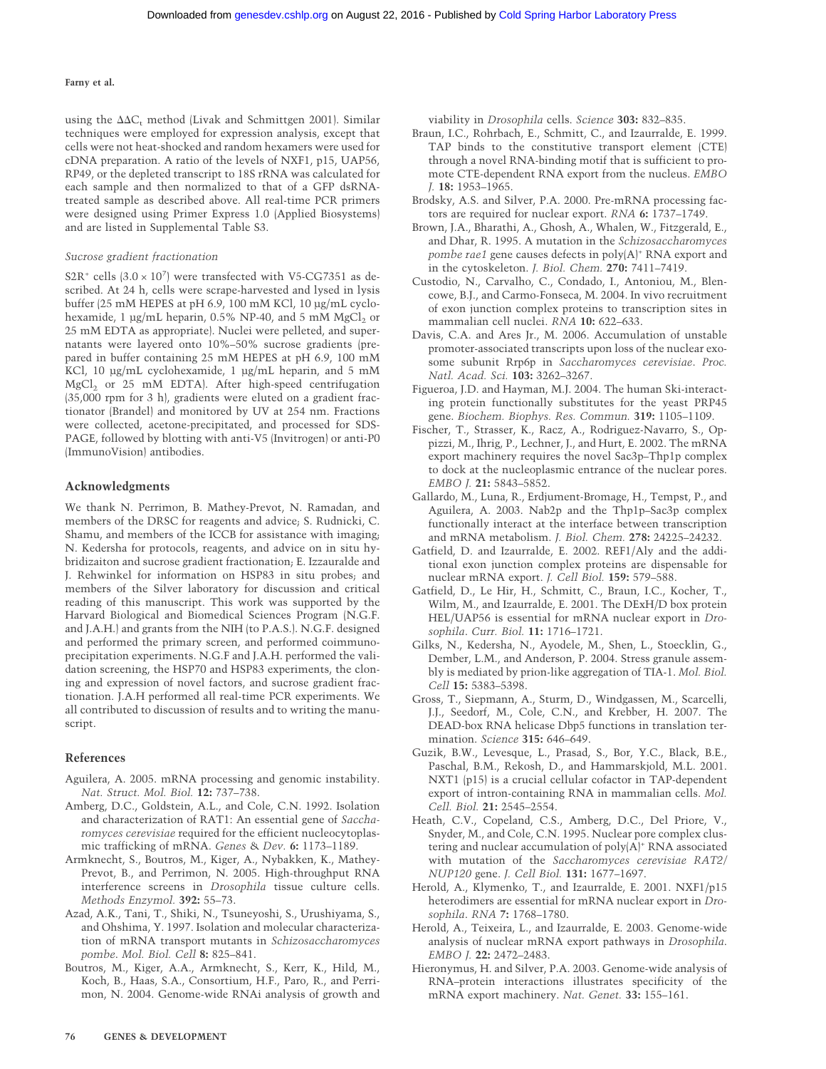using the $\Delta\Delta C_t$ method (Livak and Schmittgen 2001). Similar techniques were employed for expression analysis, except that cells were not heat-shocked and random hexamers were used for cDNA preparation. A ratio of the levels of NXF1, p15, UAP56, RP49, or the depleted transcript to 18S rRNA was calculated for each sample and then normalized to that of a GFP dsRNA-treated sample as described above. All real-time PCR primers were designed using Primer Express 1.0 (Applied Biosystems) and are listed in Supplemental Table S3.

*Sucrose gradient fractionation*

$S2R^+$ cells ($3.0 \times 10^7$) were transfected with V5-CG7351 as described. At 24 h, cells were scrape-harvested and lysed in lysis buffer (25 mM HEPES at pH 6.9, 100 mM KCl, 10 µg/mL cycloheximide, 1 µg/mL heparin, 0.5% NP-40, and 5 mM $MgCl_2$ or 25 mM EDTA as appropriate). Nuclei were pelleted, and supernatants were layered onto 10%–50% sucrose gradients (prepared in buffer containing 25 mM HEPES at pH 6.9, 100 mM KCl, 10 µg/mL cycloheximide, 1 µg/mL heparin, and 5 mM $MgCl_2$ or 25 mM EDTA). After high-speed centrifugation (35,000 rpm for 3 h), gradients were eluted on a gradient fractionator (Brandel) and monitored by UV at 254 nm. Fractions were collected, acetone-precipitated, and processed for SDS-PAGE, followed by blotting with anti-V5 (Invitrogen) or anti-P0 (ImmunoVision) antibodies.

## Acknowledgments

We thank N. Perrimon, B. Mathey-Prevot, N. Ramadan, and members of the DRSC for reagents and advice; S. Rudnicki, C. Shamu, and members of the ICCB for assistance with imaging; N. Kedersha for protocols, reagents, and advice on in situ hybridizaiton and sucrose gradient fractionation; E. Izzauralde and J. Rehwinkel for information on HSP83 in situ probes; and members of the Silver laboratory for discussion and critical reading of this manuscript. This work was supported by the Harvard Biological and Biomedical Sciences Program (N.G.F. and J.A.H.) and grants from the NIH (to P.A.S.). N.G.F. designed and performed the primary screen, and performed coimmunoprecipitation experiments. N.G.F and J.A.H. performed the validation screening, the HSP70 and HSP83 experiments, the cloning and expression of novel factors, and sucrose gradient fractionation. J.A.H performed all real-time PCR experiments. We all contributed to discussion of results and to writing the manuscript.

## References

Aguilera, A. 2005. mRNA processing and genomic instability. *Nat. Struct. Mol. Biol.* **12:** 737–738.

Amberg, D.C., Goldstein, A.L., and Cole, C.N. 1992. Isolation and characterization of RAT1: An essential gene of *Saccharomyces cerevisiae* required for the efficient nucleocytoplasmic trafficking of mRNA. *Genes & Dev.* **6:** 1173–1189.

Armknecht, S., Boutros, M., Kiger, A., Nybakken, K., Mathey-Prevot, B., and Perrimon, N. 2005. High-throughput RNA interference screens in *Drosophila* tissue culture cells. *Methods Enzymol.* **392:** 55–73.

Azad, A.K., Tani, T., Shiki, N., Tsuneyoshi, S., Urushiyama, S., and Ohshima, Y. 1997. Isolation and molecular characterization of mRNA transport mutants in *Schizosaccharomyces pombe*. *Mol. Biol. Cell* **8:** 825–841.

Boutros, M., Kiger, A.A., Armknecht, S., Kerr, K., Hild, M., Koch, B., Haas, S.A., Consortium, H.F., Paro, R., and Perrimon, N. 2004. Genome-wide RNAi analysis of growth and viability in *Drosophila* cells. *Science* **303:** 832–835.

Braun, I.C., Rohrbach, E., Schmitt, C., and Izaurralde, E. 1999. TAP binds to the constitutive transport element (CTE) through a novel RNA-binding motif that is sufficient to promote CTE-dependent RNA export from the nucleus. *EMBO J.* **18:** 1953–1965.

Brodsky, A.S. and Silver, P.A. 2000. Pre-mRNA processing factors are required for nuclear export. *RNA* **6:** 1737–1749.

Brown, J.A., Bharathi, A., Ghosh, A., Whalen, W., Fitzgerald, E., and Dhar, R. 1995. A mutation in the *Schizosaccharomyces pombe rae1* gene causes defects in poly(A)$^+$ RNA export and in the cytoskeleton. *J. Biol. Chem.* **270:** 7411–7419.

Custodio, N., Carvalho, C., Condado, I., Antoniou, M., Blencowe, B.J., and Carmo-Fonseca, M. 2004. In vivo recruitment of exon junction complex proteins to transcription sites in mammalian cell nuclei. *RNA* **10:** 622–633.

Davis, C.A. and Ares Jr., M. 2006. Accumulation of unstable promoter-associated transcripts upon loss of the nuclear exosome subunit Rrp6p in *Saccharomyces cerevisiae*. *Proc. Natl. Acad. Sci.* **103:** 3262–3267.

Figueroa, J.D. and Hayman, M.J. 2004. The human Ski-interacting protein functionally substitutes for the yeast PRP45 gene. *Biochem. Biophys. Res. Commun.* **319:** 1105–1109.

Fischer, T., Strasser, K., Racz, A., Rodriguez-Navarro, S., Oppizzi, M., Ihrig, P., Lechner, J., and Hurt, E. 2002. The mRNA export machinery requires the novel Sac3p–Thp1p complex to dock at the nucleoplasmic entrance of the nuclear pores. *EMBO J.* **21:** 5843–5852.

Gallardo, M., Luna, R., Erdjument-Bromage, H., Tempst, P., and Aguilera, A. 2003. Nab2p and the Thp1p–Sac3p complex functionally interact at the interface between transcription and mRNA metabolism. *J. Biol. Chem.* **278:** 24225–24232.

Gatfield, D. and Izaurralde, E. 2002. REF1/Aly and the additional exon junction complex proteins are dispensable for nuclear mRNA export. *J. Cell Biol.* **159:** 579–588.

Gatfield, D., Le Hir, H., Schmitt, C., Braun, I.C., Kocher, T., Wilm, M., and Izaurralde, E. 2001. The DExH/D box protein HEL/UAP56 is essential for mRNA nuclear export in *Drosophila*. *Curr. Biol.* **11:** 1716–1721.

Gilks, N., Kedersha, N., Ayodele, M., Shen, L., Stoecklin, G., Dember, L.M., and Anderson, P. 2004. Stress granule assembly is mediated by prion-like aggregation of TIA-1. *Mol. Biol. Cell* **15:** 5383–5398.

Gross, T., Siepmann, A., Sturm, D., Windgassen, M., Scarcelli, J.J., Seedorf, M., Cole, C.N., and Krebber, H. 2007. The DEAD-box RNA helicase Dbp5 functions in translation termination. *Science* **315:** 646–649.

Guzik, B.W., Levesque, L., Prasad, S., Bor, Y.C., Black, B.E., Paschal, B.M., Rekosh, D., and Hammarskjold, M.L. 2001. NXT1 (p15) is a crucial cellular cofactor in TAP-dependent export of intron-containing RNA in mammalian cells. *Mol. Cell. Biol.* **21:** 2545–2554.

Heath, C.V., Copeland, C.S., Amberg, D.C., Del Priore, V., Snyder, M., and Cole, C.N. 1995. Nuclear pore complex clustering and nuclear accumulation of poly(A)$^+$ RNA associated with mutation of the *Saccharomyces cerevisiae RAT2/NUP120* gene. *J. Cell Biol.* **131:** 1677–1697.

Herold, A., Klymenko, T., and Izaurralde, E. 2001. NXF1/p15 heterodimers are essential for mRNA nuclear export in *Drosophila*. *RNA* **7:** 1768–1780.

Herold, A., Teixeira, L., and Izaurralde, E. 2003. Genome-wide analysis of nuclear mRNA export pathways in *Drosophila*. *EMBO J.* **22:** 2472–2483.

Hieronymus, H. and Silver, P.A. 2003. Genome-wide analysis of RNA–protein interactions illustrates specificity of the mRNA export machinery. *Nat. Genet.* **33:** 155–161.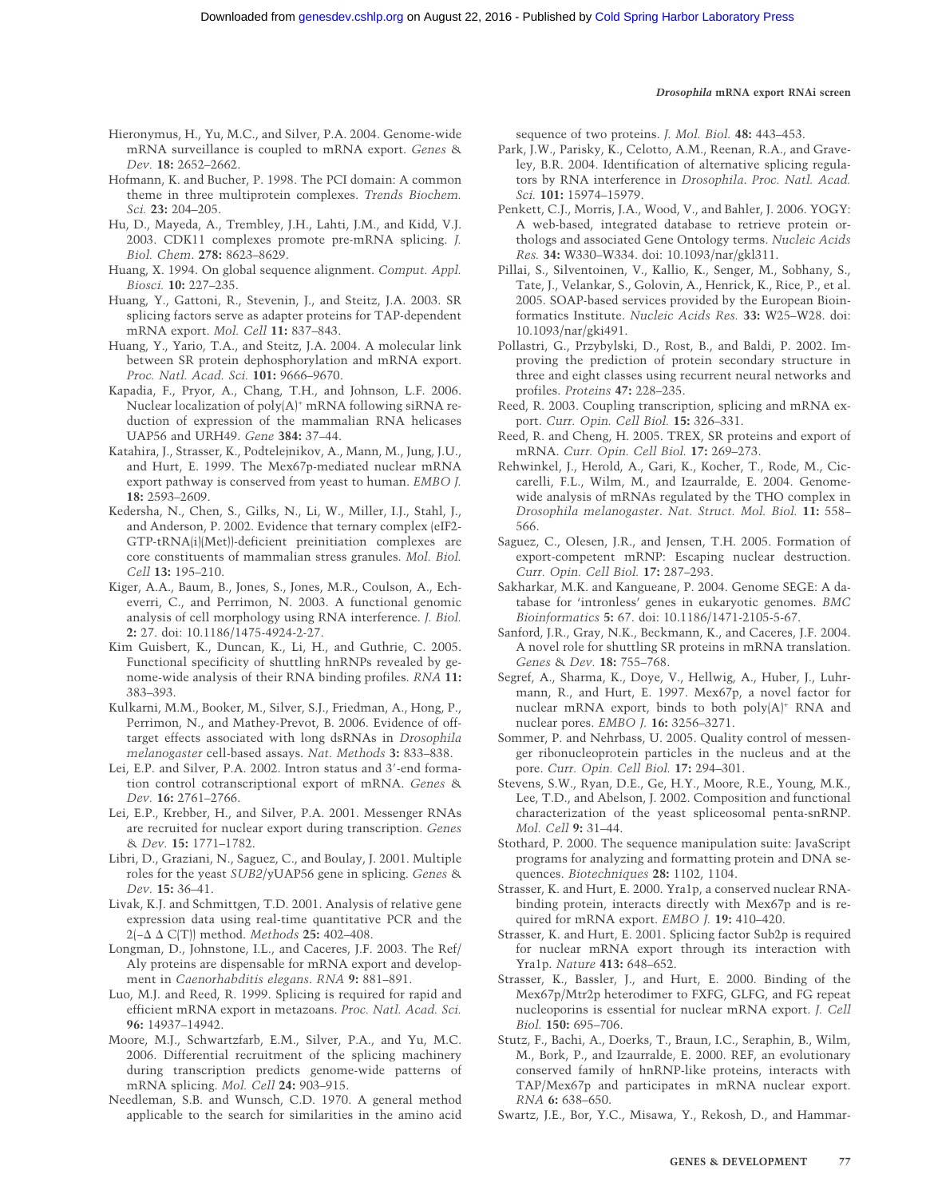Hieronymus, H., Yu, M.C., and Silver, P.A. 2004. Genome-wide mRNA surveillance is coupled to mRNA export. *Genes & Dev.* **18:** 2652–2662.

Hofmann, K. and Bucher, P. 1998. The PCI domain: A common theme in three multiprotein complexes. *Trends Biochem. Sci.* **23:** 204–205.

Hu, D., Mayeda, A., Trembley, J.H., Lahti, J.M., and Kidd, V.J. 2003. CDK11 complexes promote pre-mRNA splicing. *J. Biol. Chem.* **278:** 8623–8629.

Huang, X. 1994. On global sequence alignment. *Comput. Appl. Biosci.* **10:** 227–235.

Huang, Y., Gattoni, R., Stevenin, J., and Steitz, J.A. 2003. SR splicing factors serve as adapter proteins for TAP-dependent mRNA export. *Mol. Cell* **11:** 837–843.

Huang, Y., Yario, T.A., and Steitz, J.A. 2004. A molecular link between SR protein dephosphorylation and mRNA export. *Proc. Natl. Acad. Sci.* **101:** 9666–9670.

Kapadia, F., Pryor, A., Chang, T.H., and Johnson, L.F. 2006. Nuclear localization of poly(A)$^+$ mRNA following siRNA reduction of expression of the mammalian RNA helicases UAP56 and URH49. *Gene* **384:** 37–44.

Katahira, J., Strasser, K., Podtelejnikov, A., Mann, M., Jung, J.U., and Hurt, E. 1999. The Mex67p-mediated nuclear mRNA export pathway is conserved from yeast to human. *EMBO J.* **18:** 2593–2609.

Kedersha, N., Chen, S., Gilks, N., Li, W., Miller, I.J., Stahl, J., and Anderson, P. 2002. Evidence that ternary complex (eIF2-GTP-tRNA(i)(Met))-deficient preinitiation complexes are core constituents of mammalian stress granules. *Mol. Biol. Cell* **13:** 195–210.

Kiger, A.A., Baum, B., Jones, S., Jones, M.R., Coulson, A., Echeverri, C., and Perrimon, N. 2003. A functional genomic analysis of cell morphology using RNA interference. *J. Biol.* **2:** 27. doi: 10.1186/1475-4924-2-27.

Kim Guisbert, K., Duncan, K., Li, H., and Guthrie, C. 2005. Functional specificity of shuttling hnRNPs revealed by genome-wide analysis of their RNA binding profiles. *RNA* **11:** 383–393.

Kulkarni, M.M., Booker, M., Silver, S.J., Friedman, A., Hong, P., Perrimon, N., and Mathey-Prevot, B. 2006. Evidence of off-target effects associated with long dsRNAs in *Drosophila melanogaster* cell-based assays. *Nat. Methods* **3:** 833–838.

Lei, E.P. and Silver, P.A. 2002. Intron status and 3′-end formation control cotranscriptional export of mRNA. *Genes & Dev.* **16:** 2761–2766.

Lei, E.P., Krebber, H., and Silver, P.A. 2001. Messenger RNAs are recruited for nuclear export during transcription. *Genes & Dev.* **15:** 1771–1782.

Libri, D., Graziani, N., Saguez, C., and Boulay, J. 2001. Multiple roles for the yeast *SUB2*/yUAP56 gene in splicing. *Genes & Dev.* **15:** 36–41.

Livak, K.J. and Schmittgen, T.D. 2001. Analysis of relative gene expression data using real-time quantitative PCR and the $2(-\Delta\Delta C(T))$ method. *Methods* **25:** 402–408.

Longman, D., Johnstone, I.L., and Caceres, J.F. 2003. The Ref/Aly proteins are dispensable for mRNA export and development in *Caenorhabditis elegans*. *RNA* **9:** 881–891.

Luo, M.J. and Reed, R. 1999. Splicing is required for rapid and efficient mRNA export in metazoans. *Proc. Natl. Acad. Sci.* **96:** 14937–14942.

Moore, M.J., Schwartzfarb, E.M., Silver, P.A., and Yu, M.C. 2006. Differential recruitment of the splicing machinery during transcription predicts genome-wide patterns of mRNA splicing. *Mol. Cell* **24:** 903–915.

Needleman, S.B. and Wunsch, C.D. 1970. A general method applicable to the search for similarities in the amino acid sequence of two proteins. *J. Mol. Biol.* **48:** 443–453.

Park, J.W., Parisky, K., Celotto, A.M., Reenan, R.A., and Graveley, B.R. 2004. Identification of alternative splicing regulators by RNA interference in *Drosophila*. *Proc. Natl. Acad. Sci.* **101:** 15974–15979.

Penkett, C.J., Morris, J.A., Wood, V., and Bahler, J. 2006. YOGY: A web-based, integrated database to retrieve protein orthologs and associated Gene Ontology terms. *Nucleic Acids Res.* **34:** W330–W334. doi: 10.1093/nar/gkl311.

Pillai, S., Silventoinen, V., Kallio, K., Senger, M., Sobhany, S., Tate, J., Velankar, S., Golovin, A., Henrick, K., Rice, P., et al. 2005. SOAP-based services provided by the European Bioinformatics Institute. *Nucleic Acids Res.* **33:** W25–W28. doi: 10.1093/nar/gki491.

Pollastri, G., Przybylski, D., Rost, B., and Baldi, P. 2002. Improving the prediction of protein secondary structure in three and eight classes using recurrent neural networks and profiles. *Proteins* **47:** 228–235.

Reed, R. 2003. Coupling transcription, splicing and mRNA export. *Curr. Opin. Cell Biol.* **15:** 326–331.

Reed, R. and Cheng, H. 2005. TREX, SR proteins and export of mRNA. *Curr. Opin. Cell Biol.* **17:** 269–273.

Rehwinkel, J., Herold, A., Gari, K., Kocher, T., Rode, M., Ciccarelli, F.L., Wilm, M., and Izaurralde, E. 2004. Genome-wide analysis of mRNAs regulated by the THO complex in *Drosophila melanogaster*. *Nat. Struct. Mol. Biol.* **11:** 558–566.

Saguez, C., Olesen, J.R., and Jensen, T.H. 2005. Formation of export-competent mRNP: Escaping nuclear destruction. *Curr. Opin. Cell Biol.* **17:** 287–293.

Sakharkar, M.K. and Kangueane, P. 2004. Genome SEGE: A database for 'intronless' genes in eukaryotic genomes. *BMC Bioinformatics* **5:** 67. doi: 10.1186/1471-2105-5-67.

Sanford, J.R., Gray, N.K., Beckmann, K., and Caceres, J.F. 2004. A novel role for shuttling SR proteins in mRNA translation. *Genes & Dev.* **18:** 755–768.

Segref, A., Sharma, K., Doye, V., Hellwig, A., Huber, J., Luhrmann, R., and Hurt, E. 1997. Mex67p, a novel factor for nuclear mRNA export, binds to both poly(A)$^+$ RNA and nuclear pores. *EMBO J.* **16:** 3256–3271.

Sommer, P. and Nehrbass, U. 2005. Quality control of messenger ribonucleoprotein particles in the nucleus and at the pore. *Curr. Opin. Cell Biol.* **17:** 294–301.

Stevens, S.W., Ryan, D.E., Ge, H.Y., Moore, R.E., Young, M.K., Lee, T.D., and Abelson, J. 2002. Composition and functional characterization of the yeast spliceosomal penta-snRNP. *Mol. Cell* **9:** 31–44.

Stothard, P. 2000. The sequence manipulation suite: JavaScript programs for analyzing and formatting protein and DNA sequences. *Biotechniques* **28:** 1102, 1104.

Strasser, K. and Hurt, E. 2000. Yra1p, a conserved nuclear RNA-binding protein, interacts directly with Mex67p and is required for mRNA export. *EMBO J.* **19:** 410–420.

Strasser, K. and Hurt, E. 2001. Splicing factor Sub2p is required for nuclear mRNA export through its interaction with Yra1p. *Nature* **413:** 648–652.

Strasser, K., Bassler, J., and Hurt, E. 2000. Binding of the Mex67p/Mtr2p heterodimer to FXFG, GLFG, and FG repeat nucleoporins is essential for nuclear mRNA export. *J. Cell Biol.* **150:** 695–706.

Stutz, F., Bachi, A., Doerks, T., Braun, I.C., Seraphin, B., Wilm, M., Bork, P., and Izaurralde, E. 2000. REF, an evolutionary conserved family of hnRNP-like proteins, interacts with TAP/Mex67p and participates in mRNA nuclear export. *RNA* **6:** 638–650.

Swartz, J.E., Bor, Y.C., Misawa, Y., Rekosh, D., and Hammar-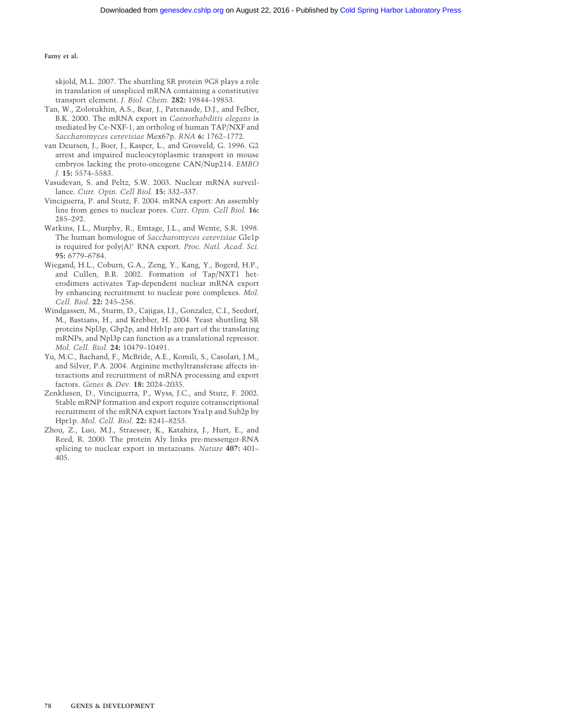skjold, M.L. 2007. The shuttling SR protein 9G8 plays a role in translation of unspliced mRNA containing a constitutive transport element. *J. Biol. Chem.* **282:** 19844–19853.

Tan, W., Zolotukhin, A.S., Bear, J., Patenaude, D.J., and Felber, B.K. 2000. The mRNA export in *Caenorhabditis elegans* is mediated by Ce-NXF-1, an ortholog of human TAP/NXF and *Saccharomyces cerevisiae* Mex67p. *RNA* **6:** 1762–1772.

van Deursen, J., Boer, J., Kasper, L., and Grosveld, G. 1996. G2 arrest and impaired nucleocytoplasmic transport in mouse embryos lacking the proto-oncogene CAN/Nup214. *EMBO J.* **15:** 5574–5583.

Vasudevan, S. and Peltz, S.W. 2003. Nuclear mRNA surveillance. *Curr. Opin. Cell Biol.* **15:** 332–337.

Vinciguerra, P. and Stutz, F. 2004. mRNA export: An assembly line from genes to nuclear pores. *Curr. Opin. Cell Biol.* **16:** 285–292.

Watkins, J.L., Murphy, R., Emtage, J.L., and Wente, S.R. 1998. The human homologue of *Saccharomyces cerevisiae* Gle1p is required for poly(A)$^+$ RNA export. *Proc. Natl. Acad. Sci.* **95:** 6779–6784.

Wiegand, H.L., Coburn, G.A., Zeng, Y., Kang, Y., Bogerd, H.P., and Cullen, B.R. 2002. Formation of Tap/NXT1 heterodimers activates Tap-dependent nuclear mRNA export by enhancing recruitment to nuclear pore complexes. *Mol. Cell. Biol.* **22:** 245–256.

Windgassen, M., Sturm, D., Cajigas, I.J., Gonzalez, C.I., Seedorf, M., Bastians, H., and Krebber, H. 2004. Yeast shuttling SR proteins Npl3p, Gbp2p, and Hrb1p are part of the translating mRNPs, and Npl3p can function as a translational repressor. *Mol. Cell. Biol.* **24:** 10479–10491.

Yu, M.C., Bachand, F., McBride, A.E., Komili, S., Casolari, J.M., and Silver, P.A. 2004. Arginine methyltransferase affects interactions and recruitment of mRNA processing and export factors. *Genes & Dev.* **18:** 2024–2035.

Zenklusen, D., Vinciguerra, P., Wyss, J.C., and Stutz, F. 2002. Stable mRNP formation and export require cotranscriptional recruitment of the mRNA export factors Yra1p and Sub2p by Hpr1p. *Mol. Cell. Biol.* **22:** 8241–8253.

Zhou, Z., Luo, M.J., Straesser, K., Katahira, J., Hurt, E., and Reed, R. 2000. The protein Aly links pre-messenger-RNA splicing to nuclear export in metazoans. *Nature* **407:** 401–405.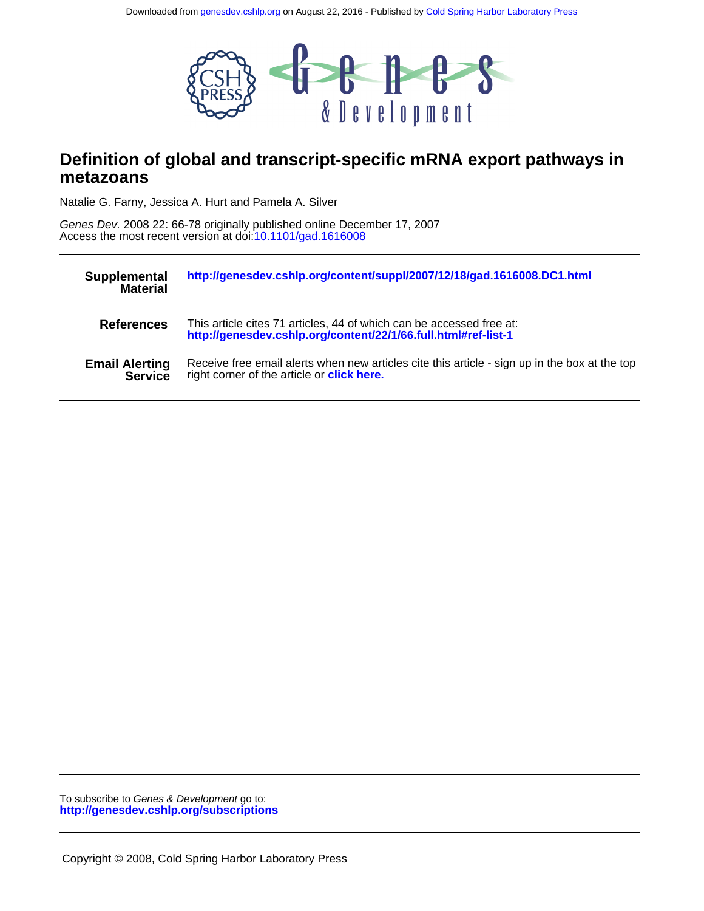Downloaded from genesdev.cshlp.org on August 22, 2016 - Published by Cold Spring Harbor Laboratory Press

# Definition of global and transcript-specific mRNA export pathways in metazoans

Natalie G. Farny, Jessica A. Hurt and Pamela A. Silver

*Genes Dev.* 2008 22: 66-78 originally published online December 17, 2007
Access the most recent version at doi:10.1101/gad.1616008

| | |
|---|---|
| **Supplemental Material** | **http://genesdev.cshlp.org/content/suppl/2007/12/18/gad.1616008.DC1.html** |
| **References** | This article cites 71 articles, 44 of which can be accessed free at: **http://genesdev.cshlp.org/content/22/1/66.full.html#ref-list-1** |
| **Email Alerting Service** | Receive free email alerts when new articles cite this article - sign up in the box at the top right corner of the article or **click here.** |

To subscribe to *Genes & Development* go to:
**http://genesdev.cshlp.org/subscriptions**

Copyright © 2008, Cold Spring Harbor Laboratory Press